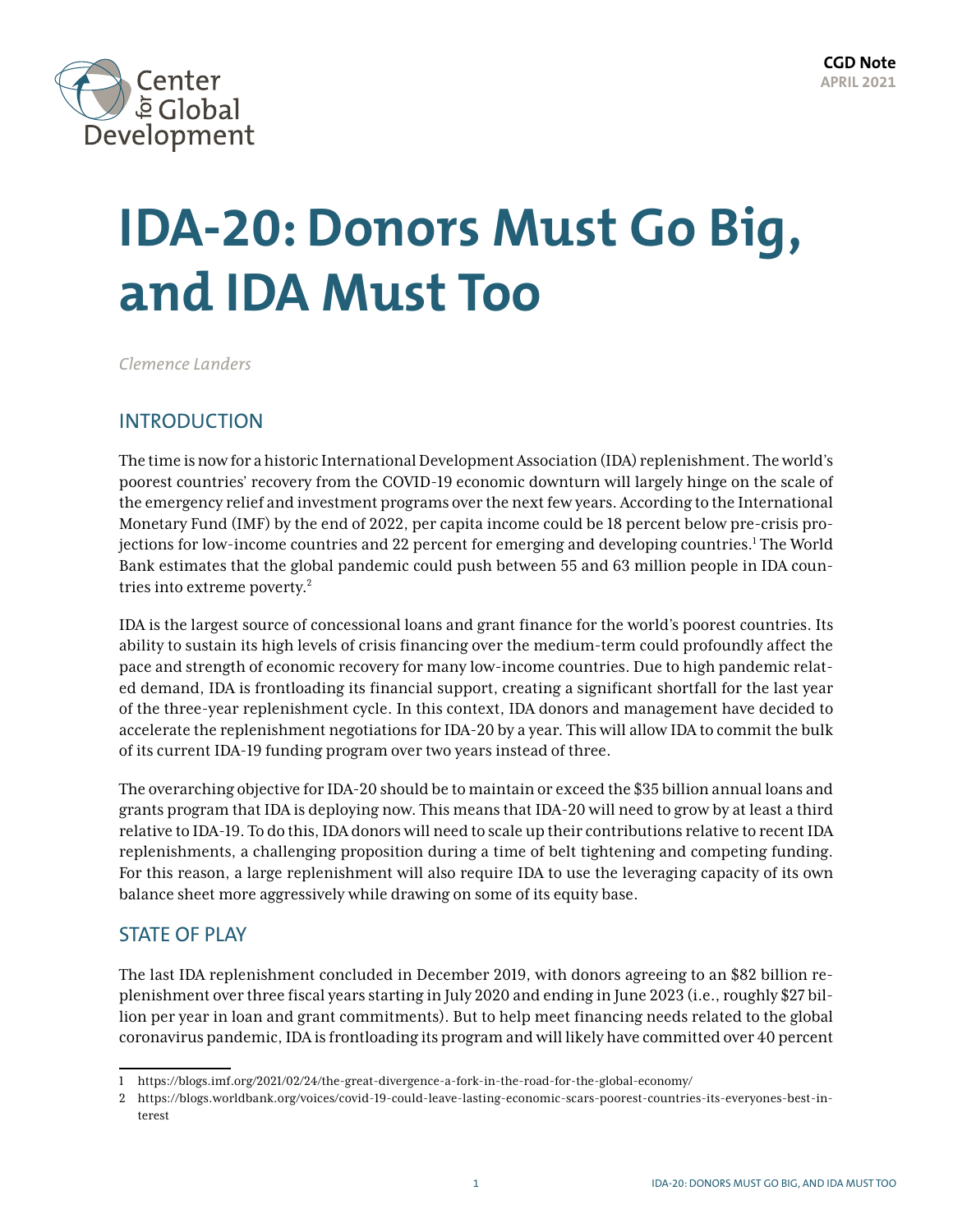CGD Note
APRIL 2021

# IDA-20: Donors Must Go Big, and IDA Must Too

*Clemence Landers*

## INTRODUCTION

The time is now for a historic International Development Association (IDA) replenishment. The world's poorest countries' recovery from the COVID-19 economic downturn will largely hinge on the scale of the emergency relief and investment programs over the next few years. According to the International Monetary Fund (IMF) by the end of 2022, per capita income could be 18 percent below pre-crisis projections for low-income countries and 22 percent for emerging and developing countries.[1] The World Bank estimates that the global pandemic could push between 55 and 63 million people in IDA countries into extreme poverty.[2]

IDA is the largest source of concessional loans and grant finance for the world's poorest countries. Its ability to sustain its high levels of crisis financing over the medium-term could profoundly affect the pace and strength of economic recovery for many low-income countries. Due to high pandemic related demand, IDA is frontloading its financial support, creating a significant shortfall for the last year of the three-year replenishment cycle. In this context, IDA donors and management have decided to accelerate the replenishment negotiations for IDA-20 by a year. This will allow IDA to commit the bulk of its current IDA-19 funding program over two years instead of three.

The overarching objective for IDA-20 should be to maintain or exceed the $35 billion annual loans and grants program that IDA is deploying now. This means that IDA-20 will need to grow by at least a third relative to IDA-19. To do this, IDA donors will need to scale up their contributions relative to recent IDA replenishments, a challenging proposition during a time of belt tightening and competing funding. For this reason, a large replenishment will also require IDA to use the leveraging capacity of its own balance sheet more aggressively while drawing on some of its equity base.

## STATE OF PLAY

The last IDA replenishment concluded in December 2019, with donors agreeing to an $82 billion replenishment over three fiscal years starting in July 2020 and ending in June 2023 (i.e., roughly $27 billion per year in loan and grant commitments). But to help meet financing needs related to the global coronavirus pandemic, IDA is frontloading its program and will likely have committed over 40 percent

---

1 https://blogs.imf.org/2021/02/24/the-great-divergence-a-fork-in-the-road-for-the-global-economy/

2 https://blogs.worldbank.org/voices/covid-19-could-leave-lasting-economic-scars-poorest-countries-its-everyones-best-interest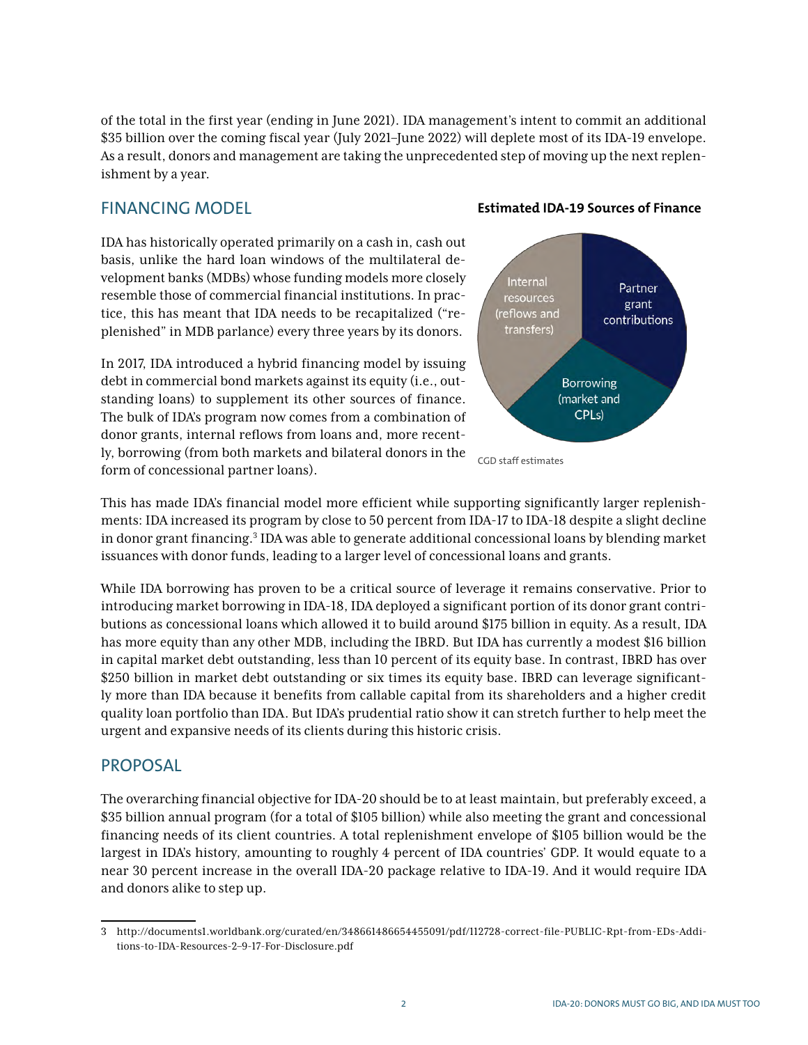of the total in the first year (ending in June 2021). IDA management's intent to commit an additional $35 billion over the coming fiscal year (July 2021–June 2022) will deplete most of its IDA-19 envelope. As a result, donors and management are taking the unprecedented step of moving up the next replenishment by a year.

## FINANCING MODEL

IDA has historically operated primarily on a cash in, cash out basis, unlike the hard loan windows of the multilateral development banks (MDBs) whose funding models more closely resemble those of commercial financial institutions. In practice, this has meant that IDA needs to be recapitalized ("replenished" in MDB parlance) every three years by its donors.

In 2017, IDA introduced a hybrid financing model by issuing debt in commercial bond markets against its equity (i.e., outstanding loans) to supplement its other sources of finance. The bulk of IDA's program now comes from a combination of donor grants, internal reflows from loans and, more recently, borrowing (from both markets and bilateral donors in the form of concessional partner loans).

**Estimated IDA-19 Sources of Finance**

Internal resources (reflows and transfers)

Partner grant contributions

Borrowing (market and CPLs)

CGD staff estimates

This has made IDA's financial model more efficient while supporting significantly larger replenishments: IDA increased its program by close to 50 percent from IDA-17 to IDA-18 despite a slight decline in donor grant financing.[3] IDA was able to generate additional concessional loans by blending market issuances with donor funds, leading to a larger level of concessional loans and grants.

While IDA borrowing has proven to be a critical source of leverage it remains conservative. Prior to introducing market borrowing in IDA-18, IDA deployed a significant portion of its donor grant contributions as concessional loans which allowed it to build around $175 billion in equity. As a result, IDA has more equity than any other MDB, including the IBRD. But IDA has currently a modest $16 billion in capital market debt outstanding, less than 10 percent of its equity base. In contrast, IBRD has over $250 billion in market debt outstanding or six times its equity base. IBRD can leverage significantly more than IDA because it benefits from callable capital from its shareholders and a higher credit quality loan portfolio than IDA. But IDA's prudential ratio show it can stretch further to help meet the urgent and expansive needs of its clients during this historic crisis.

## PROPOSAL

The overarching financial objective for IDA-20 should be to at least maintain, but preferably exceed, a $35 billion annual program (for a total of $105 billion) while also meeting the grant and concessional financing needs of its client countries. A total replenishment envelope of $105 billion would be the largest in IDA's history, amounting to roughly 4 percent of IDA countries' GDP. It would equate to a near 30 percent increase in the overall IDA-20 package relative to IDA-19. And it would require IDA and donors alike to step up.

---

3 http://documents1.worldbank.org/curated/en/348661486654455091/pdf/112728-correct-file-PUBLIC-Rpt-from-EDs-Additions-to-IDA-Resources-2-9-17-For-Disclosure.pdf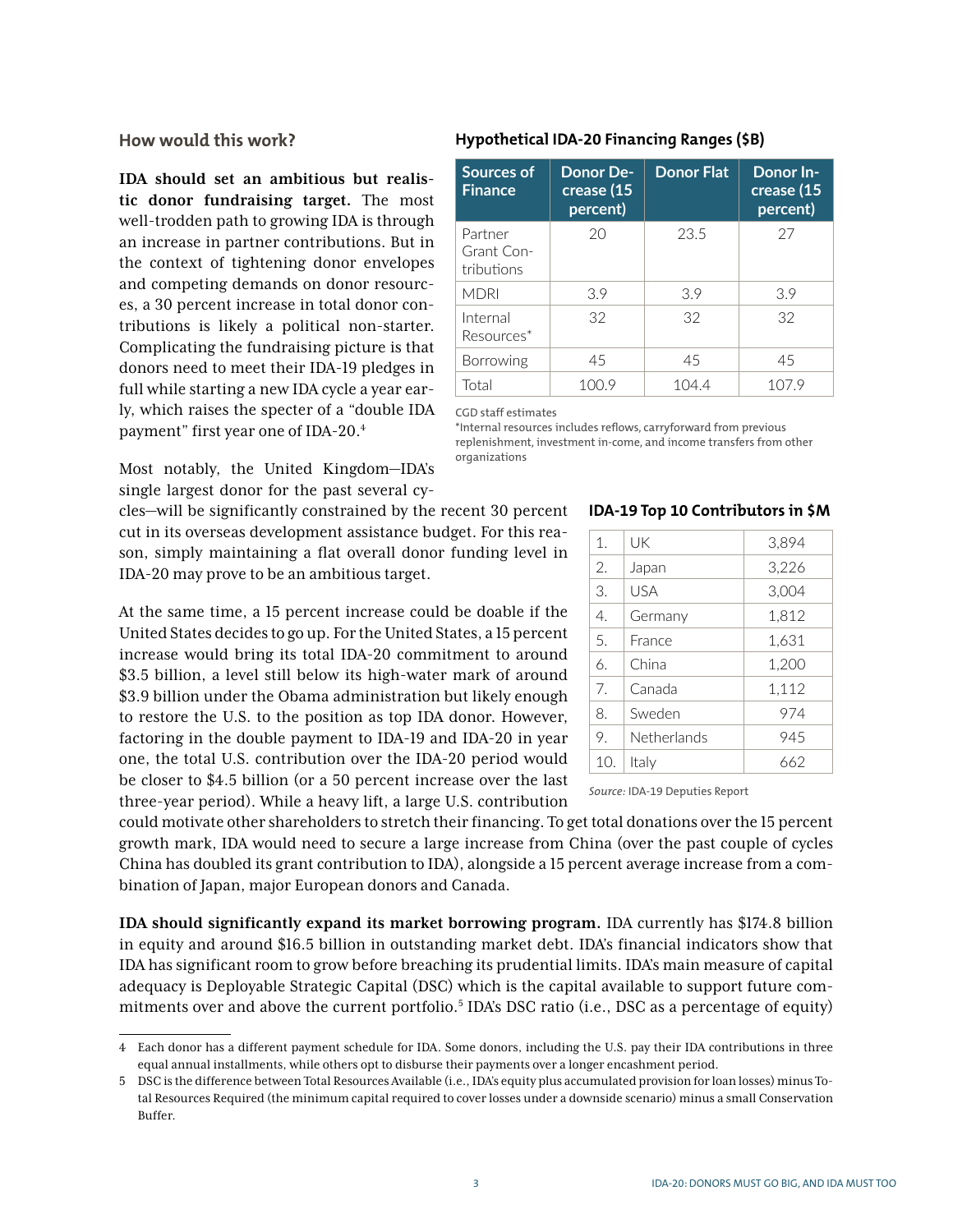### How would this work?

**IDA should set an ambitious but realistic donor fundraising target.** The most well-trodden path to growing IDA is through an increase in partner contributions. But in the context of tightening donor envelopes and competing demands on donor resources, a 30 percent increase in total donor contributions is likely a political non-starter. Complicating the fundraising picture is that donors need to meet their IDA-19 pledges in full while starting a new IDA cycle a year early, which raises the specter of a "double IDA payment" first year one of IDA-20.[4]

**Hypothetical IDA-20 Financing Ranges ($B)**

| Sources of Finance | Donor Decrease (15 percent) | Donor Flat | Donor Increase (15 percent) |
|---|---|---|---|
| Partner Grant Contributions | 20 | 23.5 | 27 |
| MDRI | 3.9 | 3.9 | 3.9 |
| Internal Resources* | 32 | 32 | 32 |
| Borrowing | 45 | 45 | 45 |
| Total | 100.9 | 104.4 | 107.9 |

CGD staff estimates

*Internal resources includes reflows, carryforward from previous replenishment, investment in-come, and income transfers from other organizations

Most notably, the United Kingdom—IDA's single largest donor for the past several cycles—will be significantly constrained by the recent 30 percent cut in its overseas development assistance budget. For this reason, simply maintaining a flat overall donor funding level in IDA-20 may prove to be an ambitious target.

**IDA-19 Top 10 Contributors in $M**

| | | |
|---|---|---|
| 1. | UK | 3,894 |
| 2. | Japan | 3,226 |
| 3. | USA | 3,004 |
| 4. | Germany | 1,812 |
| 5. | France | 1,631 |
| 6. | China | 1,200 |
| 7. | Canada | 1,112 |
| 8. | Sweden | 974 |
| 9. | Netherlands | 945 |
| 10. | Italy | 662 |

*Source:* IDA-19 Deputies Report

At the same time, a 15 percent increase could be doable if the United States decides to go up. For the United States, a 15 percent increase would bring its total IDA-20 commitment to around $3.5 billion, a level still below its high-water mark of around $3.9 billion under the Obama administration but likely enough to restore the U.S. to the position as top IDA donor. However, factoring in the double payment to IDA-19 and IDA-20 in year one, the total U.S. contribution over the IDA-20 period would be closer to $4.5 billion (or a 50 percent increase over the last three-year period). While a heavy lift, a large U.S. contribution could motivate other shareholders to stretch their financing. To get total donations over the 15 percent growth mark, IDA would need to secure a large increase from China (over the past couple of cycles China has doubled its grant contribution to IDA), alongside a 15 percent average increase from a combination of Japan, major European donors and Canada.

**IDA should significantly expand its market borrowing program.** IDA currently has $174.8 billion in equity and around $16.5 billion in outstanding market debt. IDA's financial indicators show that IDA has significant room to grow before breaching its prudential limits. IDA's main measure of capital adequacy is Deployable Strategic Capital (DSC) which is the capital available to support future commitments over and above the current portfolio.[5] IDA's DSC ratio (i.e., DSC as a percentage of equity)

---

4 Each donor has a different payment schedule for IDA. Some donors, including the U.S. pay their IDA contributions in three equal annual installments, while others opt to disburse their payments over a longer encashment period.

5 DSC is the difference between Total Resources Available (i.e., IDA's equity plus accumulated provision for loan losses) minus Total Resources Required (the minimum capital required to cover losses under a downside scenario) minus a small Conservation Buffer.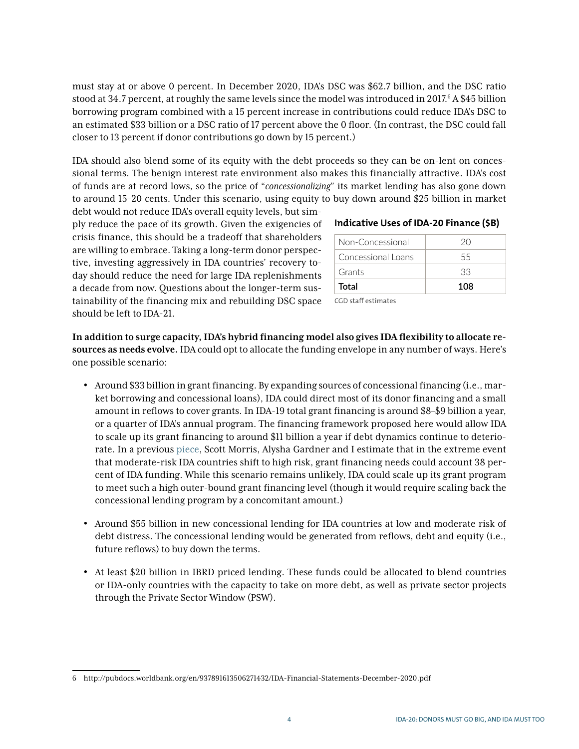must stay at or above 0 percent. In December 2020, IDA's DSC was \$62.7 billion, and the DSC ratio stood at 34.7 percent, at roughly the same levels since the model was introduced in 2017.[6] A \$45 billion borrowing program combined with a 15 percent increase in contributions could reduce IDA's DSC to an estimated \$33 billion or a DSC ratio of 17 percent above the 0 floor. (In contrast, the DSC could fall closer to 13 percent if donor contributions go down by 15 percent.)

IDA should also blend some of its equity with the debt proceeds so they can be on-lent on concessional terms. The benign interest rate environment also makes this financially attractive. IDA's cost of funds are at record lows, so the price of "*concessionalizing*" its market lending has also gone down to around 15–20 cents. Under this scenario, using equity to buy down around \$25 billion in market debt would not reduce IDA's overall equity levels, but simply reduce the pace of its growth. Given the exigencies of crisis finance, this should be a tradeoff that shareholders are willing to embrace. Taking a long-term donor perspective, investing aggressively in IDA countries' recovery today should reduce the need for large IDA replenishments a decade from now. Questions about the longer-term sustainability of the financing mix and rebuilding DSC space should be left to IDA-21.

**Indicative Uses of IDA-20 Finance (\$B)**

| | |
|---|---|
| Non-Concessional | 20 |
| Concessional Loans | 55 |
| Grants | 33 |
| **Total** | **108** |

CGD staff estimates

**In addition to surge capacity, IDA's hybrid financing model also gives IDA flexibility to allocate resources as needs evolve.** IDA could opt to allocate the funding envelope in any number of ways. Here's one possible scenario:

- Around \$33 billion in grant financing. By expanding sources of concessional financing (i.e., market borrowing and concessional loans), IDA could direct most of its donor financing and a small amount in reflows to cover grants. In IDA-19 total grant financing is around \$8–\$9 billion a year, or a quarter of IDA's annual program. The financing framework proposed here would allow IDA to scale up its grant financing to around \$11 billion a year if debt dynamics continue to deteriorate. In a previous piece, Scott Morris, Alysha Gardner and I estimate that in the extreme event that moderate-risk IDA countries shift to high risk, grant financing needs could account 38 percent of IDA funding. While this scenario remains unlikely, IDA could scale up its grant program to meet such a high outer-bound grant financing level (though it would require scaling back the concessional lending program by a concomitant amount.)

- Around \$55 billion in new concessional lending for IDA countries at low and moderate risk of debt distress. The concessional lending would be generated from reflows, debt and equity (i.e., future reflows) to buy down the terms.

- At least \$20 billion in IBRD priced lending. These funds could be allocated to blend countries or IDA-only countries with the capacity to take on more debt, as well as private sector projects through the Private Sector Window (PSW).

---

6 http://pubdocs.worldbank.org/en/937891613506271432/IDA-Financial-Statements-December-2020.pdf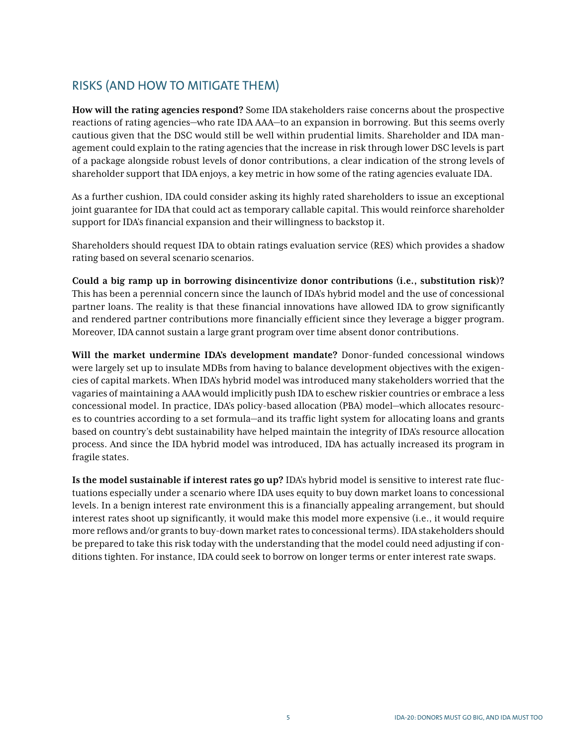## RISKS (AND HOW TO MITIGATE THEM)

**How will the rating agencies respond?** Some IDA stakeholders raise concerns about the prospective reactions of rating agencies—who rate IDA AAA—to an expansion in borrowing. But this seems overly cautious given that the DSC would still be well within prudential limits. Shareholder and IDA management could explain to the rating agencies that the increase in risk through lower DSC levels is part of a package alongside robust levels of donor contributions, a clear indication of the strong levels of shareholder support that IDA enjoys, a key metric in how some of the rating agencies evaluate IDA.

As a further cushion, IDA could consider asking its highly rated shareholders to issue an exceptional joint guarantee for IDA that could act as temporary callable capital. This would reinforce shareholder support for IDA's financial expansion and their willingness to backstop it.

Shareholders should request IDA to obtain ratings evaluation service (RES) which provides a shadow rating based on several scenario scenarios.

**Could a big ramp up in borrowing disincentivize donor contributions (i.e., substitution risk)?** This has been a perennial concern since the launch of IDA's hybrid model and the use of concessional partner loans. The reality is that these financial innovations have allowed IDA to grow significantly and rendered partner contributions more financially efficient since they leverage a bigger program. Moreover, IDA cannot sustain a large grant program over time absent donor contributions.

**Will the market undermine IDA's development mandate?** Donor-funded concessional windows were largely set up to insulate MDBs from having to balance development objectives with the exigencies of capital markets. When IDA's hybrid model was introduced many stakeholders worried that the vagaries of maintaining a AAA would implicitly push IDA to eschew riskier countries or embrace a less concessional model. In practice, IDA's policy-based allocation (PBA) model—which allocates resources to countries according to a set formula—and its traffic light system for allocating loans and grants based on country's debt sustainability have helped maintain the integrity of IDA's resource allocation process. And since the IDA hybrid model was introduced, IDA has actually increased its program in fragile states.

**Is the model sustainable if interest rates go up?** IDA's hybrid model is sensitive to interest rate fluctuations especially under a scenario where IDA uses equity to buy down market loans to concessional levels. In a benign interest rate environment this is a financially appealing arrangement, but should interest rates shoot up significantly, it would make this model more expensive (i.e., it would require more reflows and/or grants to buy-down market rates to concessional terms). IDA stakeholders should be prepared to take this risk today with the understanding that the model could need adjusting if conditions tighten. For instance, IDA could seek to borrow on longer terms or enter interest rate swaps.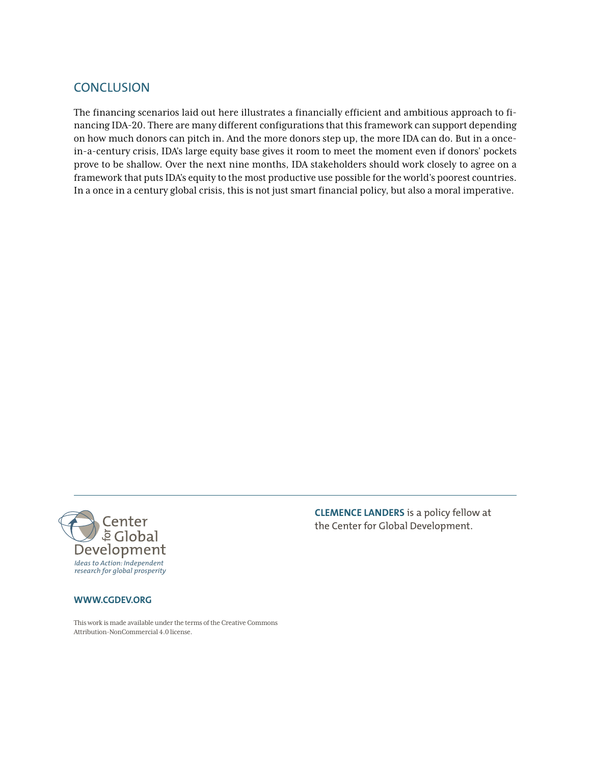## CONCLUSION

The financing scenarios laid out here illustrates a financially efficient and ambitious approach to financing IDA-20. There are many different configurations that this framework can support depending on how much donors can pitch in. And the more donors step up, the more IDA can do. But in a once-in-a-century crisis, IDA's large equity base gives it room to meet the moment even if donors' pockets prove to be shallow. Over the next nine months, IDA stakeholders should work closely to agree on a framework that puts IDA's equity to the most productive use possible for the world's poorest countries. In a once in a century global crisis, this is not just smart financial policy, but also a moral imperative.

Center for Global Development

*Ideas to Action: Independent research for global prosperity*

**WWW.CGDEV.ORG**

This work is made available under the terms of the Creative Commons Attribution-NonCommercial 4.0 license.

**CLEMENCE LANDERS** is a policy fellow at the Center for Global Development.